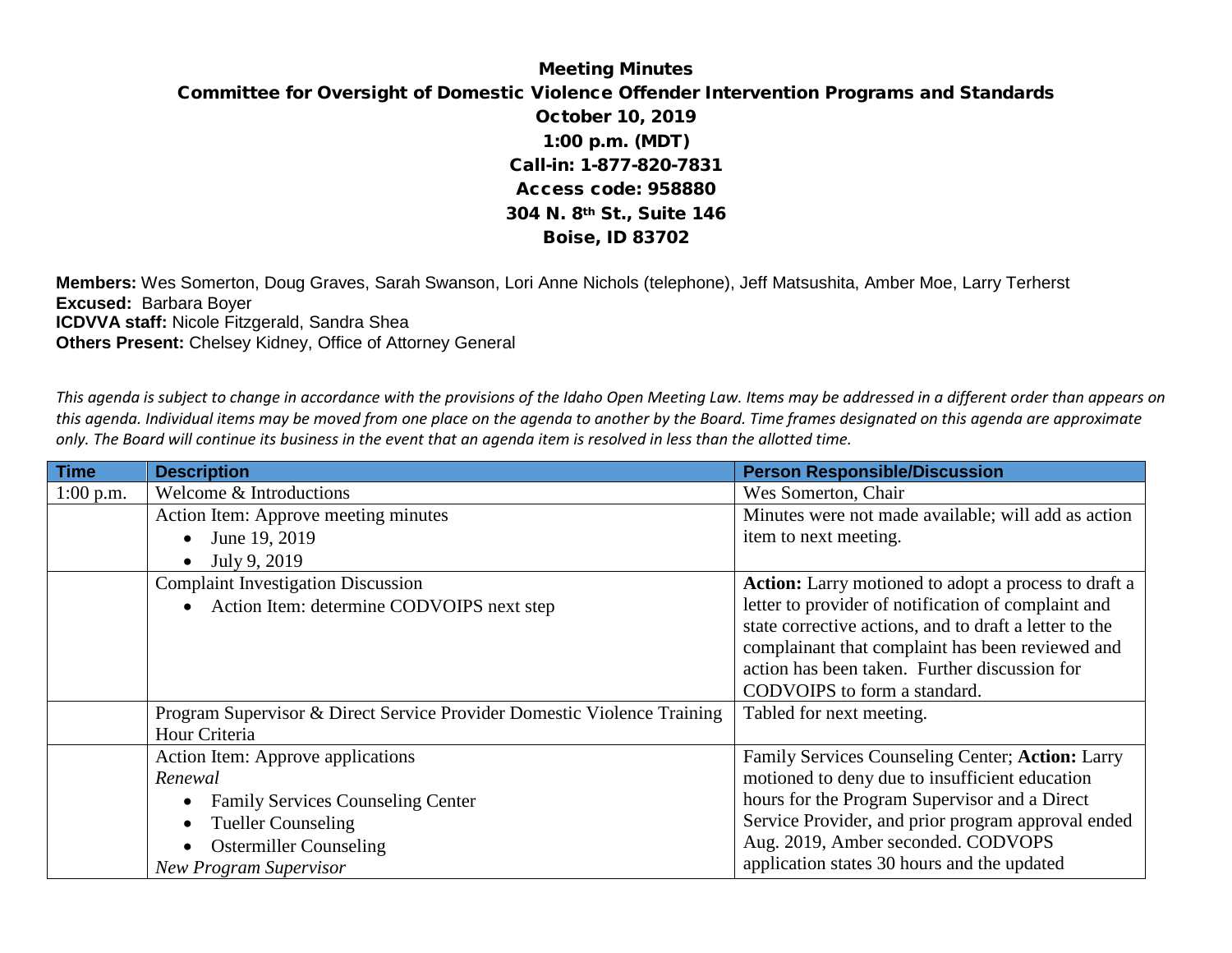# Meeting Minutes

## Committee for Oversight of Domestic Violence Offender Intervention Programs and Standards

**October 10, 2019**
**1:00 p.m. (MDT)**
**Call-in: 1-877-820-7831**
**Access code: 958880**
**304 N. 8th St., Suite 146**
**Boise, ID 83702**

**Members:** Wes Somerton, Doug Graves, Sarah Swanson, Lori Anne Nichols (telephone), Jeff Matsushita, Amber Moe, Larry Terherst
**Excused:** Barbara Boyer
**ICDVVA staff:** Nicole Fitzgerald, Sandra Shea
**Others Present:** Chelsey Kidney, Office of Attorney General

*This agenda is subject to change in accordance with the provisions of the Idaho Open Meeting Law. Items may be addressed in a different order than appears on this agenda. Individual items may be moved from one place on the agenda to another by the Board. Time frames designated on this agenda are approximate only. The Board will continue its business in the event that an agenda item is resolved in less than the allotted time.*

| Time | Description | Person Responsible/Discussion |
|---|---|---|
| 1:00 p.m. | Welcome & Introductions | Wes Somerton, Chair |
| | Action Item: Approve meeting minutes<br>• June 19, 2019<br>• July 9, 2019 | Minutes were not made available; will add as action item to next meeting. |
| | Complaint Investigation Discussion<br>• Action Item: determine CODVOIPS next step | **Action:** Larry motioned to adopt a process to draft a letter to provider of notification of complaint and state corrective actions, and to draft a letter to the complainant that complaint has been reviewed and action has been taken. Further discussion for CODVOIPS to form a standard. |
| | Program Supervisor & Direct Service Provider Domestic Violence Training Hour Criteria | Tabled for next meeting. |
| | Action Item: Approve applications<br>*Renewal*<br>• Family Services Counseling Center<br>• Tueller Counseling<br>• Ostermiller Counseling<br>*New Program Supervisor* | Family Services Counseling Center; **Action:** Larry motioned to deny due to insufficient education hours for the Program Supervisor and a Direct Service Provider, and prior program approval ended Aug. 2019, Amber seconded. CODVOPS application states 30 hours and the updated |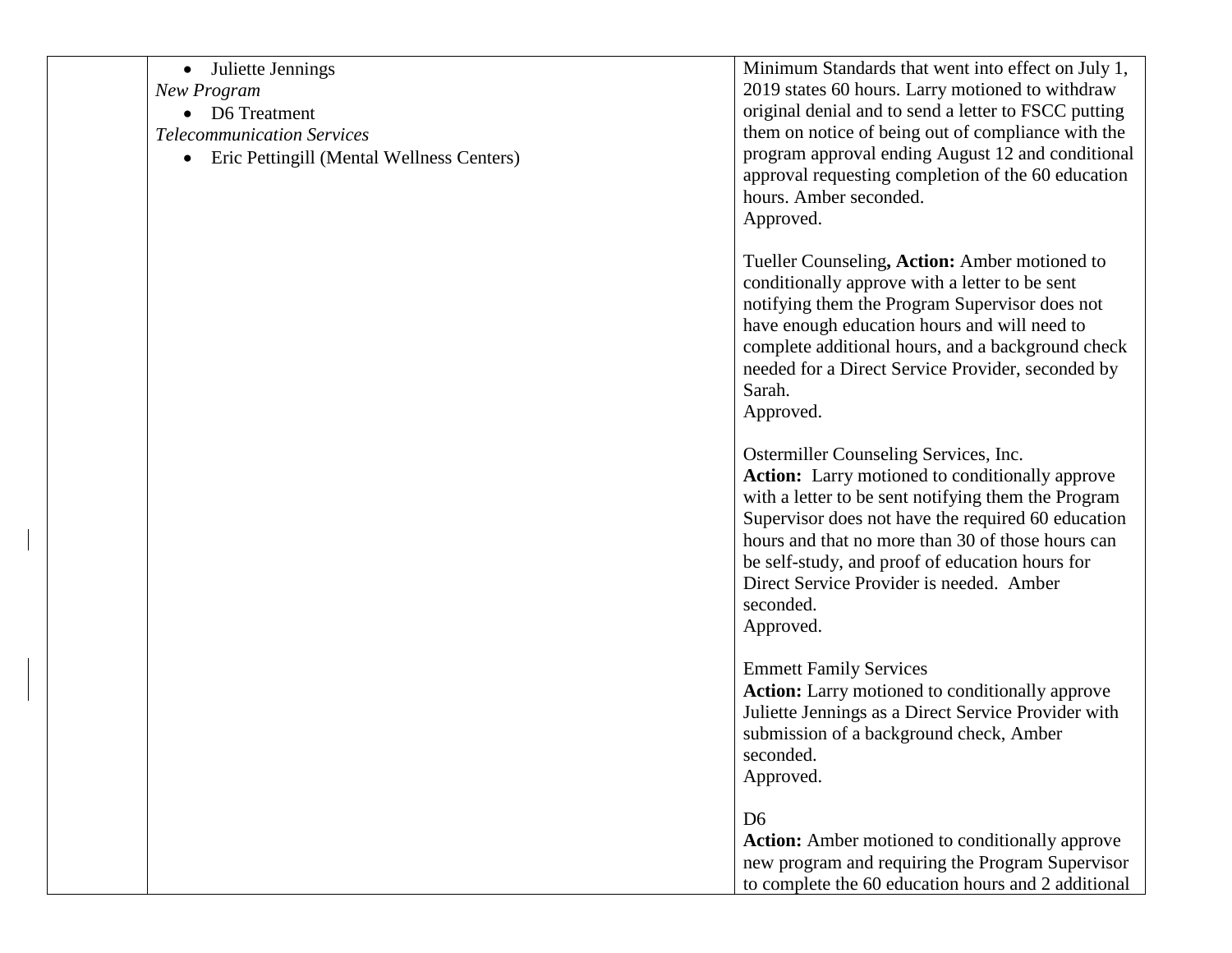| | | |
|---|---|---|
| | • Juliette Jennings<br>*New Program*<br>• D6 Treatment<br>*Telecommunication Services*<br>• Eric Pettingill (Mental Wellness Centers) | Minimum Standards that went into effect on July 1, 2019 states 60 hours. Larry motioned to withdraw original denial and to send a letter to FSCC putting them on notice of being out of compliance with the program approval ending August 12 and conditional approval requesting completion of the 60 education hours. Amber seconded.<br>Approved.<br><br>Tueller Counseling**, Action:** Amber motioned to conditionally approve with a letter to be sent notifying them the Program Supervisor does not have enough education hours and will need to complete additional hours, and a background check needed for a Direct Service Provider, seconded by Sarah.<br>Approved.<br><br>Ostermiller Counseling Services, Inc.<br>**Action:** Larry motioned to conditionally approve with a letter to be sent notifying them the Program Supervisor does not have the required 60 education hours and that no more than 30 of those hours can be self-study, and proof of education hours for Direct Service Provider is needed. Amber seconded.<br>Approved.<br><br>Emmett Family Services<br>**Action:** Larry motioned to conditionally approve Juliette Jennings as a Direct Service Provider with submission of a background check, Amber seconded.<br>Approved.<br><br>D6<br>**Action:** Amber motioned to conditionally approve new program and requiring the Program Supervisor to complete the 60 education hours and 2 additional |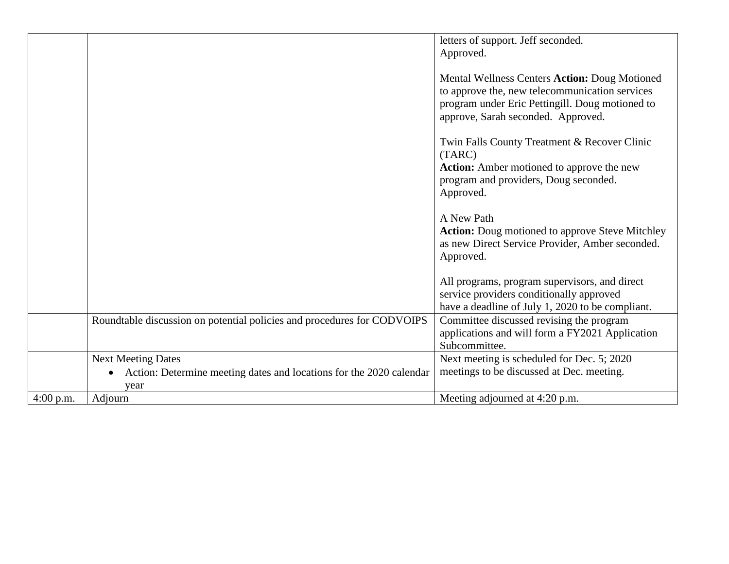| | | |
|---|---|---|
| | | letters of support. Jeff seconded.<br>Approved.<br><br>Mental Wellness Centers **Action:** Doug Motioned to approve the, new telecommunication services program under Eric Pettingill. Doug motioned to approve, Sarah seconded. Approved.<br><br>Twin Falls County Treatment & Recover Clinic (TARC)<br>**Action:** Amber motioned to approve the new program and providers, Doug seconded. Approved.<br><br>A New Path<br>**Action:** Doug motioned to approve Steve Mitchley as new Direct Service Provider, Amber seconded. Approved.<br><br>All programs, program supervisors, and direct service providers conditionally approved have a deadline of July 1, 2020 to be compliant. |
| | Roundtable discussion on potential policies and procedures for CODVOIPS | Committee discussed revising the program applications and will form a FY2021 Application Subcommittee. |
| | Next Meeting Dates<br>• Action: Determine meeting dates and locations for the 2020 calendar year | Next meeting is scheduled for Dec. 5; 2020 meetings to be discussed at Dec. meeting. |
| 4:00 p.m. | Adjourn | Meeting adjourned at 4:20 p.m. |